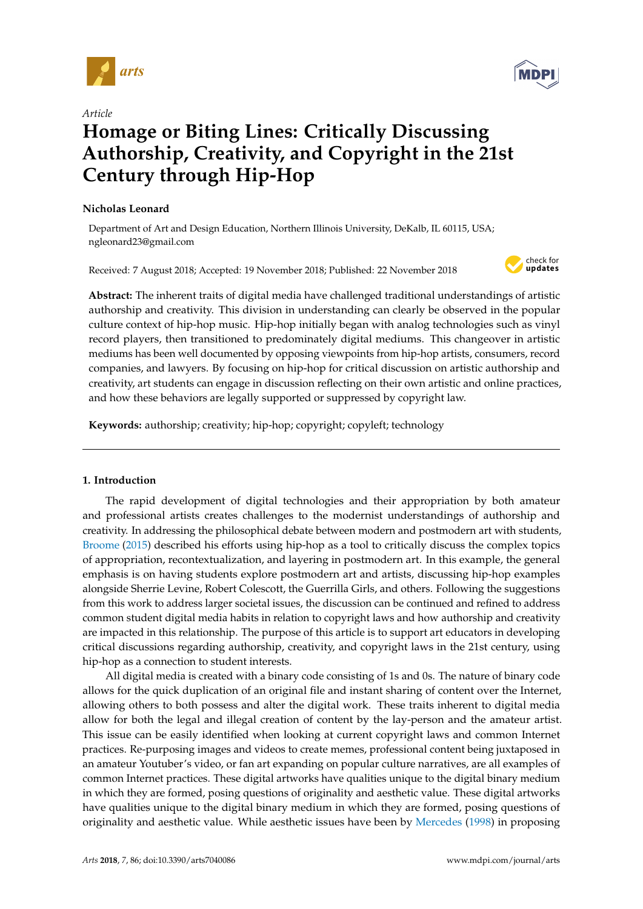*Article*

# Homage or Biting Lines: Critically Discussing Authorship, Creativity, and Copyright in the 21st Century through Hip-Hop

**Nicholas Leonard**

Department of Art and Design Education, Northern Illinois University, DeKalb, IL 60115, USA; ngleonard23@gmail.com

Received: 7 August 2018; Accepted: 19 November 2018; Published: 22 November 2018

**Abstract:** The inherent traits of digital media have challenged traditional understandings of artistic authorship and creativity. This division in understanding can clearly be observed in the popular culture context of hip-hop music. Hip-hop initially began with analog technologies such as vinyl record players, then transitioned to predominately digital mediums. This changeover in artistic mediums has been well documented by opposing viewpoints from hip-hop artists, consumers, record companies, and lawyers. By focusing on hip-hop for critical discussion on artistic authorship and creativity, art students can engage in discussion reflecting on their own artistic and online practices, and how these behaviors are legally supported or suppressed by copyright law.

**Keywords:** authorship; creativity; hip-hop; copyright; copyleft; technology

---

## 1. Introduction

The rapid development of digital technologies and their appropriation by both amateur and professional artists creates challenges to the modernist understandings of authorship and creativity. In addressing the philosophical debate between modern and postmodern art with students, Broome (2015) described his efforts using hip-hop as a tool to critically discuss the complex topics of appropriation, recontextualization, and layering in postmodern art. In this example, the general emphasis is on having students explore postmodern art and artists, discussing hip-hop examples alongside Sherrie Levine, Robert Colescott, the Guerrilla Girls, and others. Following the suggestions from this work to address larger societal issues, the discussion can be continued and refined to address common student digital media habits in relation to copyright laws and how authorship and creativity are impacted in this relationship. The purpose of this article is to support art educators in developing critical discussions regarding authorship, creativity, and copyright laws in the 21st century, using hip-hop as a connection to student interests.

All digital media is created with a binary code consisting of 1s and 0s. The nature of binary code allows for the quick duplication of an original file and instant sharing of content over the Internet, allowing others to both possess and alter the digital work. These traits inherent to digital media allow for both the legal and illegal creation of content by the lay-person and the amateur artist. This issue can be easily identified when looking at current copyright laws and common Internet practices. Re-purposing images and videos to create memes, professional content being juxtaposed in an amateur Youtuber's video, or fan art expanding on popular culture narratives, are all examples of common Internet practices. These digital artworks have qualities unique to the digital binary medium in which they are formed, posing questions of originality and aesthetic value. These digital artworks have qualities unique to the digital binary medium in which they are formed, posing questions of originality and aesthetic value. While aesthetic issues have been by Mercedes (1998) in proposing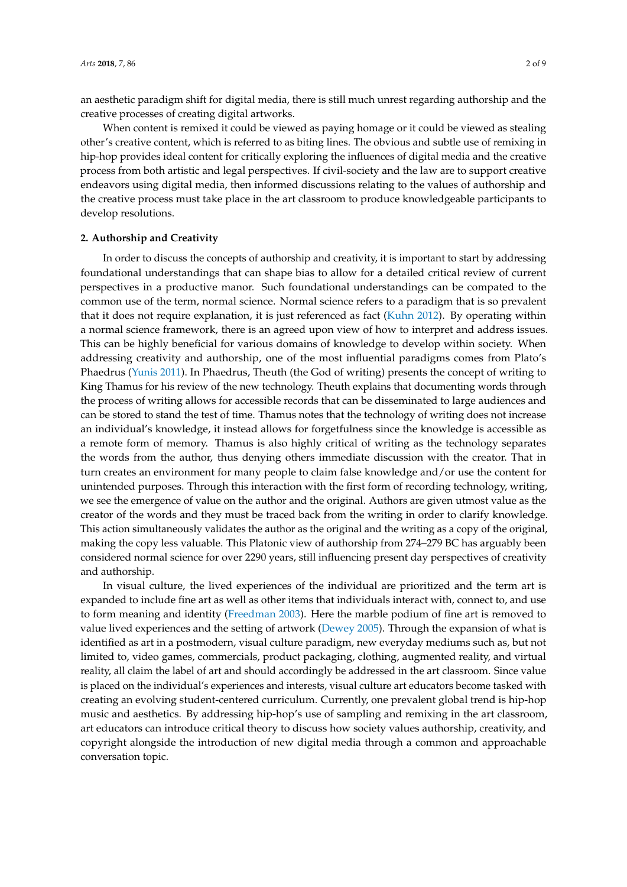an aesthetic paradigm shift for digital media, there is still much unrest regarding authorship and the creative processes of creating digital artworks.

When content is remixed it could be viewed as paying homage or it could be viewed as stealing other's creative content, which is referred to as biting lines. The obvious and subtle use of remixing in hip-hop provides ideal content for critically exploring the influences of digital media and the creative process from both artistic and legal perspectives. If civil-society and the law are to support creative endeavors using digital media, then informed discussions relating to the values of authorship and the creative process must take place in the art classroom to produce knowledgeable participants to develop resolutions.

## 2. Authorship and Creativity

In order to discuss the concepts of authorship and creativity, it is important to start by addressing foundational understandings that can shape bias to allow for a detailed critical review of current perspectives in a productive manor. Such foundational understandings can be compated to the common use of the term, normal science. Normal science refers to a paradigm that is so prevalent that it does not require explanation, it is just referenced as fact (Kuhn 2012). By operating within a normal science framework, there is an agreed upon view of how to interpret and address issues. This can be highly beneficial for various domains of knowledge to develop within society. When addressing creativity and authorship, one of the most influential paradigms comes from Plato's Phaedrus (Yunis 2011). In Phaedrus, Theuth (the God of writing) presents the concept of writing to King Thamus for his review of the new technology. Theuth explains that documenting words through the process of writing allows for accessible records that can be disseminated to large audiences and can be stored to stand the test of time. Thamus notes that the technology of writing does not increase an individual's knowledge, it instead allows for forgetfulness since the knowledge is accessible as a remote form of memory. Thamus is also highly critical of writing as the technology separates the words from the author, thus denying others immediate discussion with the creator. That in turn creates an environment for many people to claim false knowledge and/or use the content for unintended purposes. Through this interaction with the first form of recording technology, writing, we see the emergence of value on the author and the original. Authors are given utmost value as the creator of the words and they must be traced back from the writing in order to clarify knowledge. This action simultaneously validates the author as the original and the writing as a copy of the original, making the copy less valuable. This Platonic view of authorship from 274–279 BC has arguably been considered normal science for over 2290 years, still influencing present day perspectives of creativity and authorship.

In visual culture, the lived experiences of the individual are prioritized and the term art is expanded to include fine art as well as other items that individuals interact with, connect to, and use to form meaning and identity (Freedman 2003). Here the marble podium of fine art is removed to value lived experiences and the setting of artwork (Dewey 2005). Through the expansion of what is identified as art in a postmodern, visual culture paradigm, new everyday mediums such as, but not limited to, video games, commercials, product packaging, clothing, augmented reality, and virtual reality, all claim the label of art and should accordingly be addressed in the art classroom. Since value is placed on the individual's experiences and interests, visual culture art educators become tasked with creating an evolving student-centered curriculum. Currently, one prevalent global trend is hip-hop music and aesthetics. By addressing hip-hop's use of sampling and remixing in the art classroom, art educators can introduce critical theory to discuss how society values authorship, creativity, and copyright alongside the introduction of new digital media through a common and approachable conversation topic.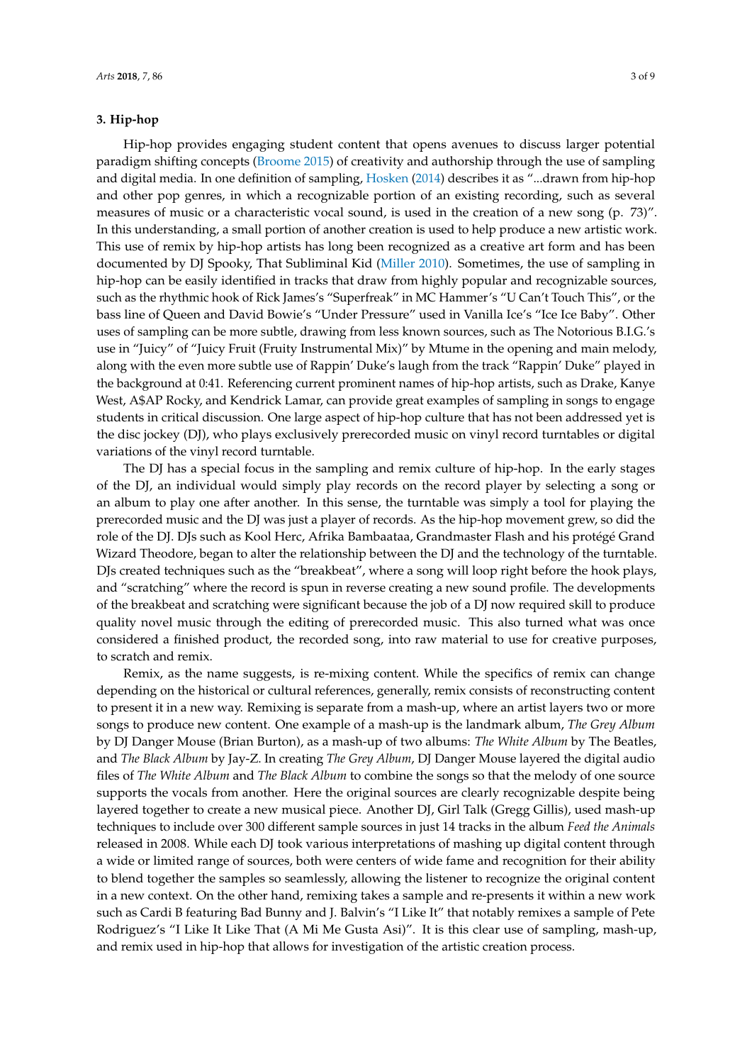## 3. Hip-hop

Hip-hop provides engaging student content that opens avenues to discuss larger potential paradigm shifting concepts (Broome 2015) of creativity and authorship through the use of sampling and digital media. In one definition of sampling, Hosken (2014) describes it as "...drawn from hip-hop and other pop genres, in which a recognizable portion of an existing recording, such as several measures of music or a characteristic vocal sound, is used in the creation of a new song (p. 73)". In this understanding, a small portion of another creation is used to help produce a new artistic work. This use of remix by hip-hop artists has long been recognized as a creative art form and has been documented by DJ Spooky, That Subliminal Kid (Miller 2010). Sometimes, the use of sampling in hip-hop can be easily identified in tracks that draw from highly popular and recognizable sources, such as the rhythmic hook of Rick James's "Superfreak" in MC Hammer's "U Can't Touch This", or the bass line of Queen and David Bowie's "Under Pressure" used in Vanilla Ice's "Ice Ice Baby". Other uses of sampling can be more subtle, drawing from less known sources, such as The Notorious B.I.G.'s use in "Juicy" of "Juicy Fruit (Fruity Instrumental Mix)" by Mtume in the opening and main melody, along with the even more subtle use of Rappin' Duke's laugh from the track "Rappin' Duke" played in the background at 0:41. Referencing current prominent names of hip-hop artists, such as Drake, Kanye West, A$AP Rocky, and Kendrick Lamar, can provide great examples of sampling in songs to engage students in critical discussion. One large aspect of hip-hop culture that has not been addressed yet is the disc jockey (DJ), who plays exclusively prerecorded music on vinyl record turntables or digital variations of the vinyl record turntable.

The DJ has a special focus in the sampling and remix culture of hip-hop. In the early stages of the DJ, an individual would simply play records on the record player by selecting a song or an album to play one after another. In this sense, the turntable was simply a tool for playing the prerecorded music and the DJ was just a player of records. As the hip-hop movement grew, so did the role of the DJ. DJs such as Kool Herc, Afrika Bambaataa, Grandmaster Flash and his protégé Grand Wizard Theodore, began to alter the relationship between the DJ and the technology of the turntable. DJs created techniques such as the "breakbeat", where a song will loop right before the hook plays, and "scratching" where the record is spun in reverse creating a new sound profile. The developments of the breakbeat and scratching were significant because the job of a DJ now required skill to produce quality novel music through the editing of prerecorded music. This also turned what was once considered a finished product, the recorded song, into raw material to use for creative purposes, to scratch and remix.

Remix, as the name suggests, is re-mixing content. While the specifics of remix can change depending on the historical or cultural references, generally, remix consists of reconstructing content to present it in a new way. Remixing is separate from a mash-up, where an artist layers two or more songs to produce new content. One example of a mash-up is the landmark album, *The Grey Album* by DJ Danger Mouse (Brian Burton), as a mash-up of two albums: *The White Album* by The Beatles, and *The Black Album* by Jay-Z. In creating *The Grey Album*, DJ Danger Mouse layered the digital audio files of *The White Album* and *The Black Album* to combine the songs so that the melody of one source supports the vocals from another. Here the original sources are clearly recognizable despite being layered together to create a new musical piece. Another DJ, Girl Talk (Gregg Gillis), used mash-up techniques to include over 300 different sample sources in just 14 tracks in the album *Feed the Animals* released in 2008. While each DJ took various interpretations of mashing up digital content through a wide or limited range of sources, both were centers of wide fame and recognition for their ability to blend together the samples so seamlessly, allowing the listener to recognize the original content in a new context. On the other hand, remixing takes a sample and re-presents it within a new work such as Cardi B featuring Bad Bunny and J. Balvin's "I Like It" that notably remixes a sample of Pete Rodriguez's "I Like It Like That (A Mi Me Gusta Asi)". It is this clear use of sampling, mash-up, and remix used in hip-hop that allows for investigation of the artistic creation process.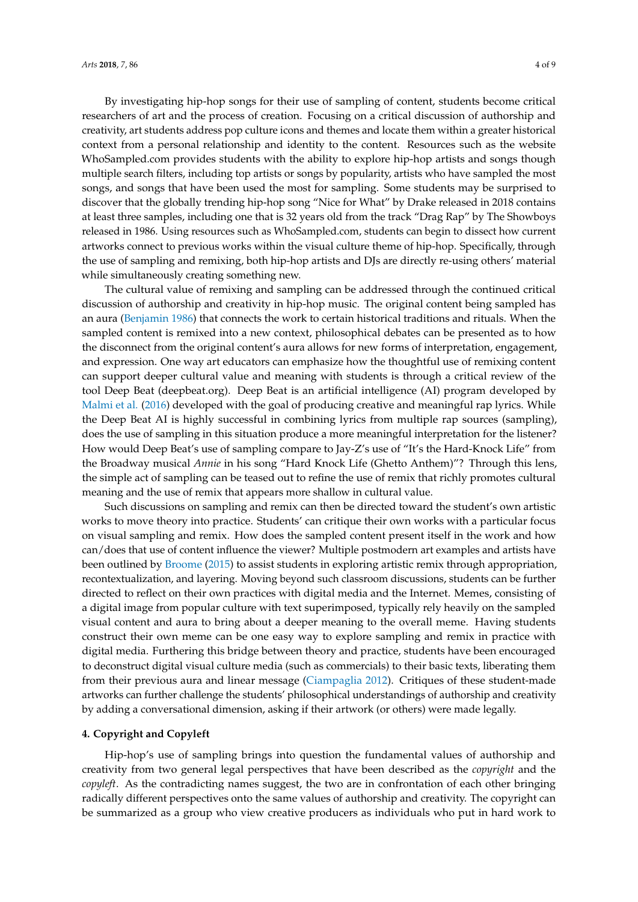By investigating hip-hop songs for their use of sampling of content, students become critical researchers of art and the process of creation. Focusing on a critical discussion of authorship and creativity, art students address pop culture icons and themes and locate them within a greater historical context from a personal relationship and identity to the content. Resources such as the website WhoSampled.com provides students with the ability to explore hip-hop artists and songs though multiple search filters, including top artists or songs by popularity, artists who have sampled the most songs, and songs that have been used the most for sampling. Some students may be surprised to discover that the globally trending hip-hop song "Nice for What" by Drake released in 2018 contains at least three samples, including one that is 32 years old from the track "Drag Rap" by The Showboys released in 1986. Using resources such as WhoSampled.com, students can begin to dissect how current artworks connect to previous works within the visual culture theme of hip-hop. Specifically, through the use of sampling and remixing, both hip-hop artists and DJs are directly re-using others' material while simultaneously creating something new.

The cultural value of remixing and sampling can be addressed through the continued critical discussion of authorship and creativity in hip-hop music. The original content being sampled has an aura (Benjamin 1986) that connects the work to certain historical traditions and rituals. When the sampled content is remixed into a new context, philosophical debates can be presented as to how the disconnect from the original content's aura allows for new forms of interpretation, engagement, and expression. One way art educators can emphasize how the thoughtful use of remixing content can support deeper cultural value and meaning with students is through a critical review of the tool Deep Beat (deepbeat.org). Deep Beat is an artificial intelligence (AI) program developed by Malmi et al. (2016) developed with the goal of producing creative and meaningful rap lyrics. While the Deep Beat AI is highly successful in combining lyrics from multiple rap sources (sampling), does the use of sampling in this situation produce a more meaningful interpretation for the listener? How would Deep Beat's use of sampling compare to Jay-Z's use of "It's the Hard-Knock Life" from the Broadway musical *Annie* in his song "Hard Knock Life (Ghetto Anthem)"? Through this lens, the simple act of sampling can be teased out to refine the use of remix that richly promotes cultural meaning and the use of remix that appears more shallow in cultural value.

Such discussions on sampling and remix can then be directed toward the student's own artistic works to move theory into practice. Students' can critique their own works with a particular focus on visual sampling and remix. How does the sampled content present itself in the work and how can/does that use of content influence the viewer? Multiple postmodern art examples and artists have been outlined by Broome (2015) to assist students in exploring artistic remix through appropriation, recontextualization, and layering. Moving beyond such classroom discussions, students can be further directed to reflect on their own practices with digital media and the Internet. Memes, consisting of a digital image from popular culture with text superimposed, typically rely heavily on the sampled visual content and aura to bring about a deeper meaning to the overall meme. Having students construct their own meme can be one easy way to explore sampling and remix in practice with digital media. Furthering this bridge between theory and practice, students have been encouraged to deconstruct digital visual culture media (such as commercials) to their basic texts, liberating them from their previous aura and linear message (Ciampaglia 2012). Critiques of these student-made artworks can further challenge the students' philosophical understandings of authorship and creativity by adding a conversational dimension, asking if their artwork (or others) were made legally.

## 4. Copyright and Copyleft

Hip-hop's use of sampling brings into question the fundamental values of authorship and creativity from two general legal perspectives that have been described as the *copyright* and the *copyleft*. As the contradicting names suggest, the two are in confrontation of each other bringing radically different perspectives onto the same values of authorship and creativity. The copyright can be summarized as a group who view creative producers as individuals who put in hard work to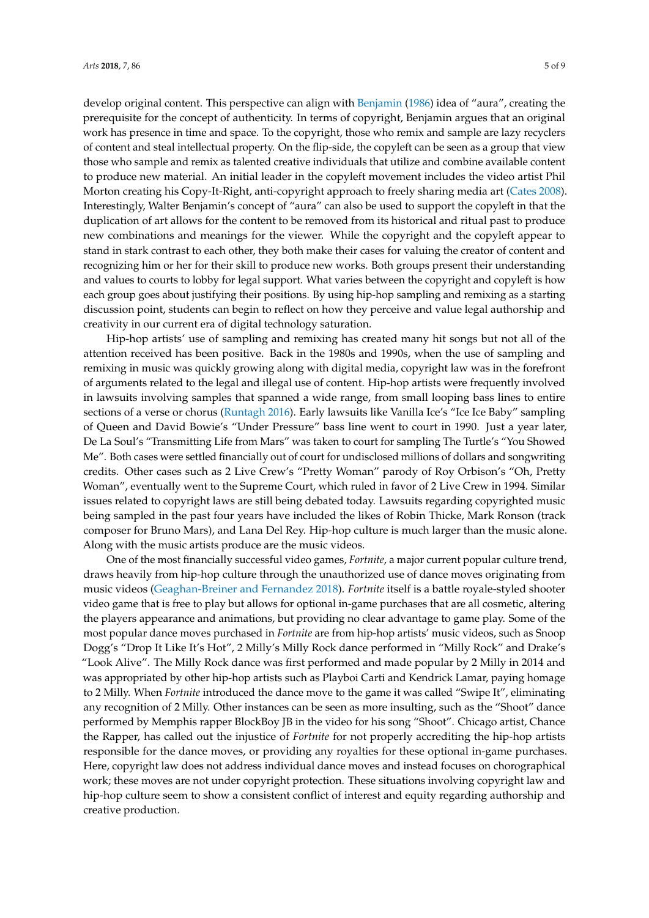develop original content. This perspective can align with Benjamin (1986) idea of "aura", creating the prerequisite for the concept of authenticity. In terms of copyright, Benjamin argues that an original work has presence in time and space. To the copyright, those who remix and sample are lazy recyclers of content and steal intellectual property. On the flip-side, the copyleft can be seen as a group that view those who sample and remix as talented creative individuals that utilize and combine available content to produce new material. An initial leader in the copyleft movement includes the video artist Phil Morton creating his Copy-It-Right, anti-copyright approach to freely sharing media art (Cates 2008). Interestingly, Walter Benjamin's concept of "aura" can also be used to support the copyleft in that the duplication of art allows for the content to be removed from its historical and ritual past to produce new combinations and meanings for the viewer. While the copyright and the copyleft appear to stand in stark contrast to each other, they both make their cases for valuing the creator of content and recognizing him or her for their skill to produce new works. Both groups present their understanding and values to courts to lobby for legal support. What varies between the copyright and copyleft is how each group goes about justifying their positions. By using hip-hop sampling and remixing as a starting discussion point, students can begin to reflect on how they perceive and value legal authorship and creativity in our current era of digital technology saturation.

Hip-hop artists' use of sampling and remixing has created many hit songs but not all of the attention received has been positive. Back in the 1980s and 1990s, when the use of sampling and remixing in music was quickly growing along with digital media, copyright law was in the forefront of arguments related to the legal and illegal use of content. Hip-hop artists were frequently involved in lawsuits involving samples that spanned a wide range, from small looping bass lines to entire sections of a verse or chorus (Runtagh 2016). Early lawsuits like Vanilla Ice's "Ice Ice Baby" sampling of Queen and David Bowie's "Under Pressure" bass line went to court in 1990. Just a year later, De La Soul's "Transmitting Life from Mars" was taken to court for sampling The Turtle's "You Showed Me". Both cases were settled financially out of court for undisclosed millions of dollars and songwriting credits. Other cases such as 2 Live Crew's "Pretty Woman" parody of Roy Orbison's "Oh, Pretty Woman", eventually went to the Supreme Court, which ruled in favor of 2 Live Crew in 1994. Similar issues related to copyright laws are still being debated today. Lawsuits regarding copyrighted music being sampled in the past four years have included the likes of Robin Thicke, Mark Ronson (track composer for Bruno Mars), and Lana Del Rey. Hip-hop culture is much larger than the music alone. Along with the music artists produce are the music videos.

One of the most financially successful video games, *Fortnite*, a major current popular culture trend, draws heavily from hip-hop culture through the unauthorized use of dance moves originating from music videos (Geaghan-Breiner and Fernandez 2018). *Fortnite* itself is a battle royale-styled shooter video game that is free to play but allows for optional in-game purchases that are all cosmetic, altering the players appearance and animations, but providing no clear advantage to game play. Some of the most popular dance moves purchased in *Fortnite* are from hip-hop artists' music videos, such as Snoop Dogg's "Drop It Like It's Hot", 2 Milly's Milly Rock dance performed in "Milly Rock" and Drake's "Look Alive". The Milly Rock dance was first performed and made popular by 2 Milly in 2014 and was appropriated by other hip-hop artists such as Playboi Carti and Kendrick Lamar, paying homage to 2 Milly. When *Fortnite* introduced the dance move to the game it was called "Swipe It", eliminating any recognition of 2 Milly. Other instances can be seen as more insulting, such as the "Shoot" dance performed by Memphis rapper BlockBoy JB in the video for his song "Shoot". Chicago artist, Chance the Rapper, has called out the injustice of *Fortnite* for not properly accrediting the hip-hop artists responsible for the dance moves, or providing any royalties for these optional in-game purchases. Here, copyright law does not address individual dance moves and instead focuses on chorographical work; these moves are not under copyright protection. These situations involving copyright law and hip-hop culture seem to show a consistent conflict of interest and equity regarding authorship and creative production.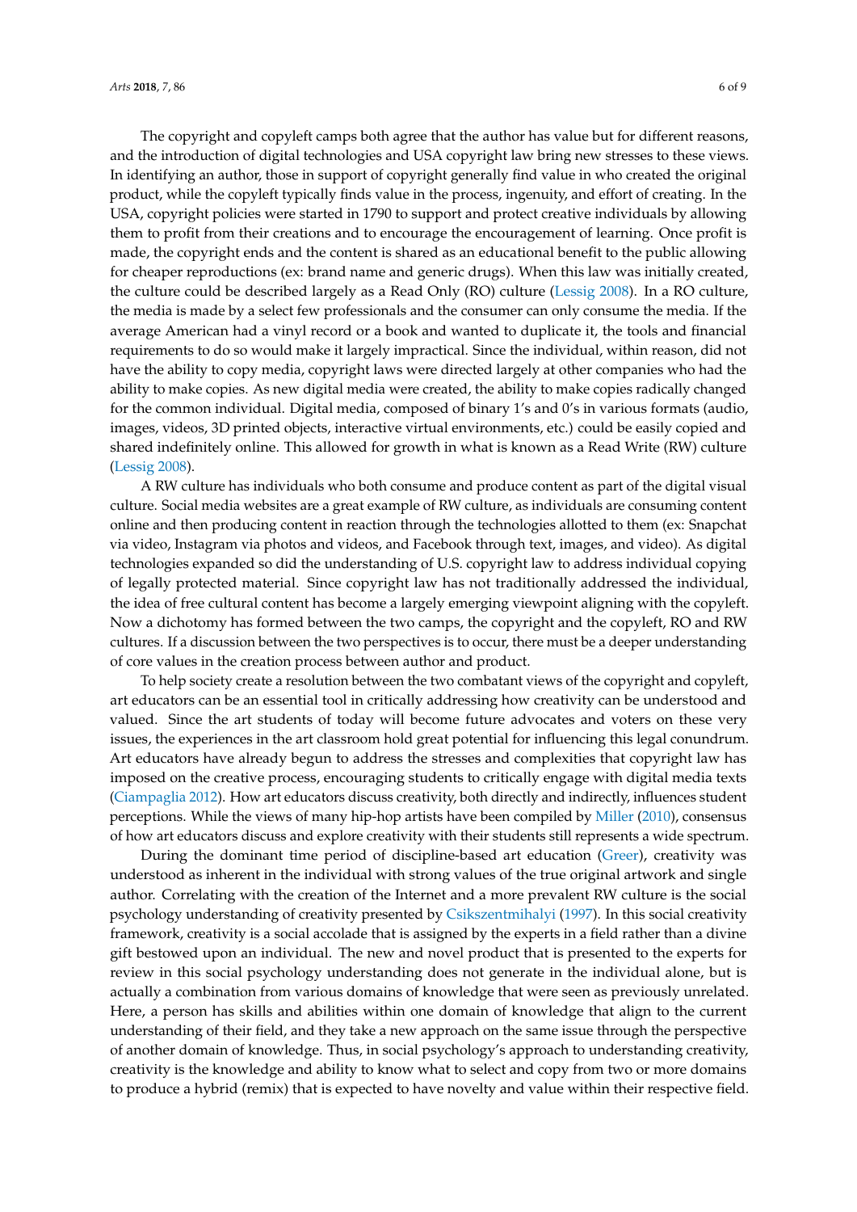The copyright and copyleft camps both agree that the author has value but for different reasons, and the introduction of digital technologies and USA copyright law bring new stresses to these views. In identifying an author, those in support of copyright generally find value in who created the original product, while the copyleft typically finds value in the process, ingenuity, and effort of creating. In the USA, copyright policies were started in 1790 to support and protect creative individuals by allowing them to profit from their creations and to encourage the encouragement of learning. Once profit is made, the copyright ends and the content is shared as an educational benefit to the public allowing for cheaper reproductions (ex: brand name and generic drugs). When this law was initially created, the culture could be described largely as a Read Only (RO) culture (Lessig 2008). In a RO culture, the media is made by a select few professionals and the consumer can only consume the media. If the average American had a vinyl record or a book and wanted to duplicate it, the tools and financial requirements to do so would make it largely impractical. Since the individual, within reason, did not have the ability to copy media, copyright laws were directed largely at other companies who had the ability to make copies. As new digital media were created, the ability to make copies radically changed for the common individual. Digital media, composed of binary 1's and 0's in various formats (audio, images, videos, 3D printed objects, interactive virtual environments, etc.) could be easily copied and shared indefinitely online. This allowed for growth in what is known as a Read Write (RW) culture (Lessig 2008).

A RW culture has individuals who both consume and produce content as part of the digital visual culture. Social media websites are a great example of RW culture, as individuals are consuming content online and then producing content in reaction through the technologies allotted to them (ex: Snapchat via video, Instagram via photos and videos, and Facebook through text, images, and video). As digital technologies expanded so did the understanding of U.S. copyright law to address individual copying of legally protected material. Since copyright law has not traditionally addressed the individual, the idea of free cultural content has become a largely emerging viewpoint aligning with the copyleft. Now a dichotomy has formed between the two camps, the copyright and the copyleft, RO and RW cultures. If a discussion between the two perspectives is to occur, there must be a deeper understanding of core values in the creation process between author and product.

To help society create a resolution between the two combatant views of the copyright and copyleft, art educators can be an essential tool in critically addressing how creativity can be understood and valued. Since the art students of today will become future advocates and voters on these very issues, the experiences in the art classroom hold great potential for influencing this legal conundrum. Art educators have already begun to address the stresses and complexities that copyright law has imposed on the creative process, encouraging students to critically engage with digital media texts (Ciampaglia 2012). How art educators discuss creativity, both directly and indirectly, influences student perceptions. While the views of many hip-hop artists have been compiled by Miller (2010), consensus of how art educators discuss and explore creativity with their students still represents a wide spectrum.

During the dominant time period of discipline-based art education (Greer), creativity was understood as inherent in the individual with strong values of the true original artwork and single author. Correlating with the creation of the Internet and a more prevalent RW culture is the social psychology understanding of creativity presented by Csikszentmihalyi (1997). In this social creativity framework, creativity is a social accolade that is assigned by the experts in a field rather than a divine gift bestowed upon an individual. The new and novel product that is presented to the experts for review in this social psychology understanding does not generate in the individual alone, but is actually a combination from various domains of knowledge that were seen as previously unrelated. Here, a person has skills and abilities within one domain of knowledge that align to the current understanding of their field, and they take a new approach on the same issue through the perspective of another domain of knowledge. Thus, in social psychology's approach to understanding creativity, creativity is the knowledge and ability to know what to select and copy from two or more domains to produce a hybrid (remix) that is expected to have novelty and value within their respective field.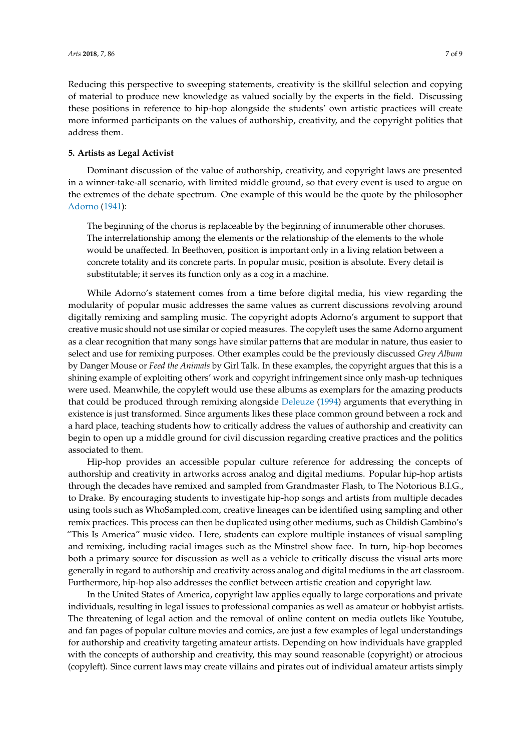Reducing this perspective to sweeping statements, creativity is the skillful selection and copying of material to produce new knowledge as valued socially by the experts in the field. Discussing these positions in reference to hip-hop alongside the students' own artistic practices will create more informed participants on the values of authorship, creativity, and the copyright politics that address them.

### 5. Artists as Legal Activist

Dominant discussion of the value of authorship, creativity, and copyright laws are presented in a winner-take-all scenario, with limited middle ground, so that every event is used to argue on the extremes of the debate spectrum. One example of this would be the quote by the philosopher Adorno (1941):

> The beginning of the chorus is replaceable by the beginning of innumerable other choruses. The interrelationship among the elements or the relationship of the elements to the whole would be unaffected. In Beethoven, position is important only in a living relation between a concrete totality and its concrete parts. In popular music, position is absolute. Every detail is substitutable; it serves its function only as a cog in a machine.

While Adorno's statement comes from a time before digital media, his view regarding the modularity of popular music addresses the same values as current discussions revolving around digitally remixing and sampling music. The copyright adopts Adorno's argument to support that creative music should not use similar or copied measures. The copyleft uses the same Adorno argument as a clear recognition that many songs have similar patterns that are modular in nature, thus easier to select and use for remixing purposes. Other examples could be the previously discussed *Grey Album* by Danger Mouse or *Feed the Animals* by Girl Talk. In these examples, the copyright argues that this is a shining example of exploiting others' work and copyright infringement since only mash-up techniques were used. Meanwhile, the copyleft would use these albums as exemplars for the amazing products that could be produced through remixing alongside Deleuze (1994) arguments that everything in existence is just transformed. Since arguments likes these place common ground between a rock and a hard place, teaching students how to critically address the values of authorship and creativity can begin to open up a middle ground for civil discussion regarding creative practices and the politics associated to them.

Hip-hop provides an accessible popular culture reference for addressing the concepts of authorship and creativity in artworks across analog and digital mediums. Popular hip-hop artists through the decades have remixed and sampled from Grandmaster Flash, to The Notorious B.I.G., to Drake. By encouraging students to investigate hip-hop songs and artists from multiple decades using tools such as WhoSampled.com, creative lineages can be identified using sampling and other remix practices. This process can then be duplicated using other mediums, such as Childish Gambino's "This Is America" music video. Here, students can explore multiple instances of visual sampling and remixing, including racial images such as the Minstrel show face. In turn, hip-hop becomes both a primary source for discussion as well as a vehicle to critically discuss the visual arts more generally in regard to authorship and creativity across analog and digital mediums in the art classroom. Furthermore, hip-hop also addresses the conflict between artistic creation and copyright law.

In the United States of America, copyright law applies equally to large corporations and private individuals, resulting in legal issues to professional companies as well as amateur or hobbyist artists. The threatening of legal action and the removal of online content on media outlets like Youtube, and fan pages of popular culture movies and comics, are just a few examples of legal understandings for authorship and creativity targeting amateur artists. Depending on how individuals have grappled with the concepts of authorship and creativity, this may sound reasonable (copyright) or atrocious (copyleft). Since current laws may create villains and pirates out of individual amateur artists simply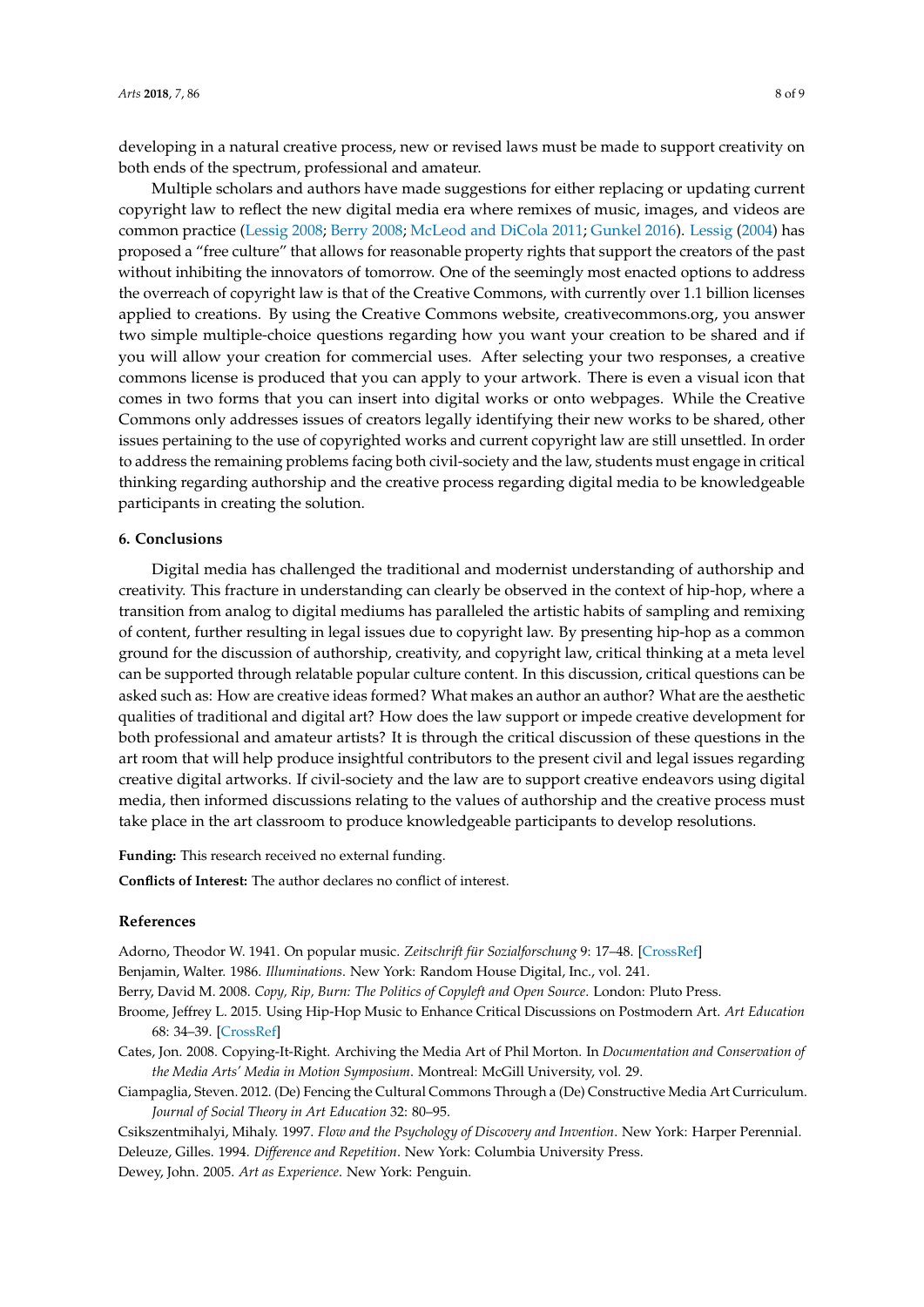developing in a natural creative process, new or revised laws must be made to support creativity on both ends of the spectrum, professional and amateur.

Multiple scholars and authors have made suggestions for either replacing or updating current copyright law to reflect the new digital media era where remixes of music, images, and videos are common practice (Lessig 2008; Berry 2008; McLeod and DiCola 2011; Gunkel 2016). Lessig (2004) has proposed a "free culture" that allows for reasonable property rights that support the creators of the past without inhibiting the innovators of tomorrow. One of the seemingly most enacted options to address the overreach of copyright law is that of the Creative Commons, with currently over 1.1 billion licenses applied to creations. By using the Creative Commons website, creativecommons.org, you answer two simple multiple-choice questions regarding how you want your creation to be shared and if you will allow your creation for commercial uses. After selecting your two responses, a creative commons license is produced that you can apply to your artwork. There is even a visual icon that comes in two forms that you can insert into digital works or onto webpages. While the Creative Commons only addresses issues of creators legally identifying their new works to be shared, other issues pertaining to the use of copyrighted works and current copyright law are still unsettled. In order to address the remaining problems facing both civil-society and the law, students must engage in critical thinking regarding authorship and the creative process regarding digital media to be knowledgeable participants in creating the solution.

## 6. Conclusions

Digital media has challenged the traditional and modernist understanding of authorship and creativity. This fracture in understanding can clearly be observed in the context of hip-hop, where a transition from analog to digital mediums has paralleled the artistic habits of sampling and remixing of content, further resulting in legal issues due to copyright law. By presenting hip-hop as a common ground for the discussion of authorship, creativity, and copyright law, critical thinking at a meta level can be supported through relatable popular culture content. In this discussion, critical questions can be asked such as: How are creative ideas formed? What makes an author an author? What are the aesthetic qualities of traditional and digital art? How does the law support or impede creative development for both professional and amateur artists? It is through the critical discussion of these questions in the art room that will help produce insightful contributors to the present civil and legal issues regarding creative digital artworks. If civil-society and the law are to support creative endeavors using digital media, then informed discussions relating to the values of authorship and the creative process must take place in the art classroom to produce knowledgeable participants to develop resolutions.

**Funding:** This research received no external funding.

**Conflicts of Interest:** The author declares no conflict of interest.

## References

Adorno, Theodor W. 1941. On popular music. *Zeitschrift für Sozialforschung* 9: 17–48. [CrossRef]

Benjamin, Walter. 1986. *Illuminations*. New York: Random House Digital, Inc., vol. 241.

Berry, David M. 2008. *Copy, Rip, Burn: The Politics of Copyleft and Open Source*. London: Pluto Press.

Broome, Jeffrey L. 2015. Using Hip-Hop Music to Enhance Critical Discussions on Postmodern Art. *Art Education* 68: 34–39. [CrossRef]

Cates, Jon. 2008. Copying-It-Right. Archiving the Media Art of Phil Morton. In *Documentation and Conservation of the Media Arts' Media in Motion Symposium*. Montreal: McGill University, vol. 29.

Ciampaglia, Steven. 2012. (De) Fencing the Cultural Commons Through a (De) Constructive Media Art Curriculum. *Journal of Social Theory in Art Education* 32: 80–95.

Csikszentmihalyi, Mihaly. 1997. *Flow and the Psychology of Discovery and Invention*. New York: Harper Perennial.

Deleuze, Gilles. 1994. *Difference and Repetition*. New York: Columbia University Press.

Dewey, John. 2005. *Art as Experience*. New York: Penguin.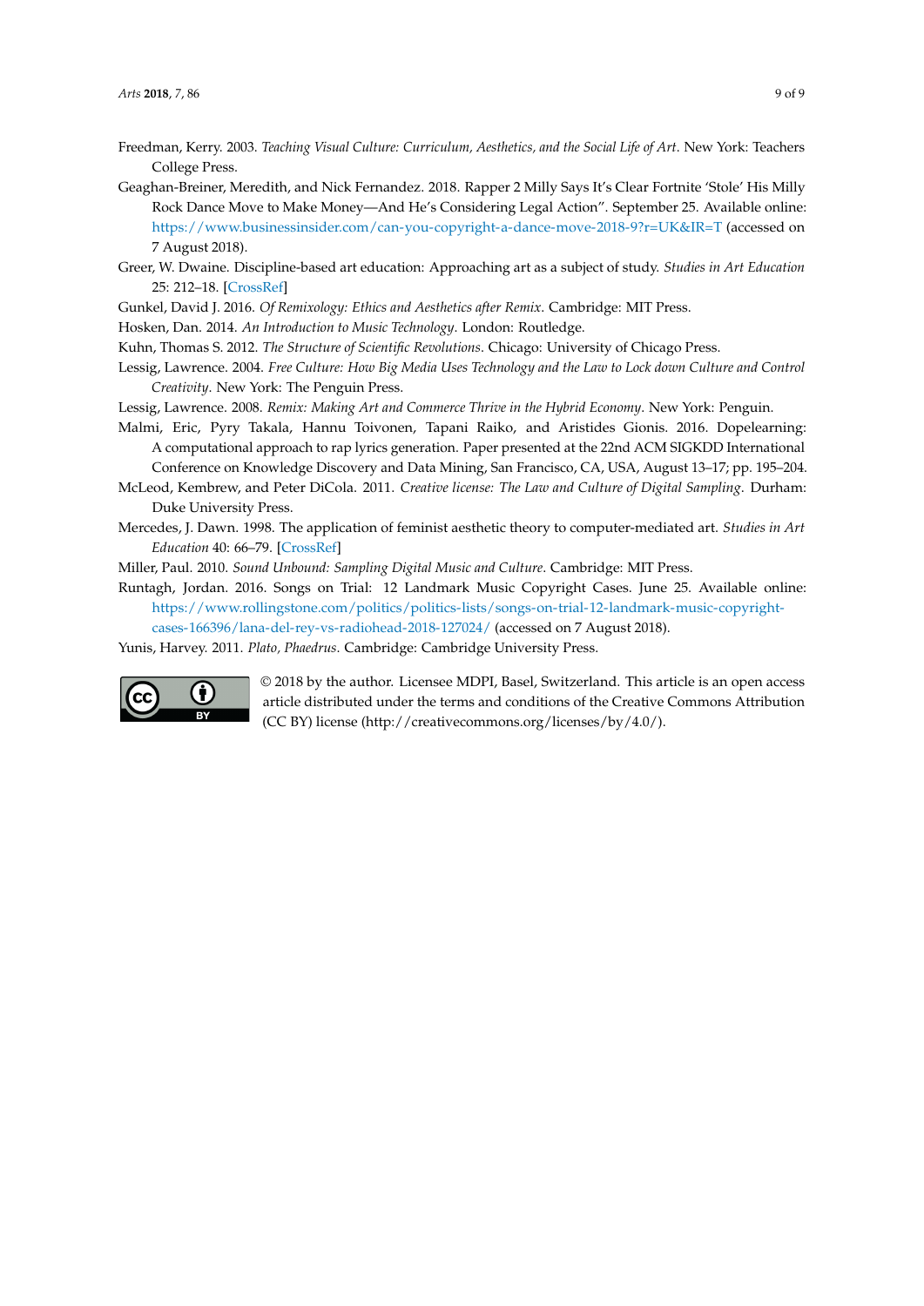Freedman, Kerry. 2003. *Teaching Visual Culture: Curriculum, Aesthetics, and the Social Life of Art*. New York: Teachers College Press.

Geaghan-Breiner, Meredith, and Nick Fernandez. 2018. Rapper 2 Milly Says It's Clear Fortnite 'Stole' His Milly Rock Dance Move to Make Money—And He's Considering Legal Action". September 25. Available online: https://www.businessinsider.com/can-you-copyright-a-dance-move-2018-9?r=UK&IR=T (accessed on 7 August 2018).

Greer, W. Dwaine. Discipline-based art education: Approaching art as a subject of study. *Studies in Art Education* 25: 212–18. [CrossRef]

Gunkel, David J. 2016. *Of Remixology: Ethics and Aesthetics after Remix*. Cambridge: MIT Press.

Hosken, Dan. 2014. *An Introduction to Music Technology*. London: Routledge.

Kuhn, Thomas S. 2012. *The Structure of Scientific Revolutions*. Chicago: University of Chicago Press.

Lessig, Lawrence. 2004. *Free Culture: How Big Media Uses Technology and the Law to Lock down Culture and Control Creativity*. New York: The Penguin Press.

Lessig, Lawrence. 2008. *Remix: Making Art and Commerce Thrive in the Hybrid Economy*. New York: Penguin.

Malmi, Eric, Pyry Takala, Hannu Toivonen, Tapani Raiko, and Aristides Gionis. 2016. Dopelearning: A computational approach to rap lyrics generation. Paper presented at the 22nd ACM SIGKDD International Conference on Knowledge Discovery and Data Mining, San Francisco, CA, USA, August 13–17; pp. 195–204.

McLeod, Kembrew, and Peter DiCola. 2011. *Creative license: The Law and Culture of Digital Sampling*. Durham: Duke University Press.

Mercedes, J. Dawn. 1998. The application of feminist aesthetic theory to computer-mediated art. *Studies in Art Education* 40: 66–79. [CrossRef]

Miller, Paul. 2010. *Sound Unbound: Sampling Digital Music and Culture*. Cambridge: MIT Press.

Runtagh, Jordan. 2016. Songs on Trial: 12 Landmark Music Copyright Cases. June 25. Available online: https://www.rollingstone.com/politics/politics-lists/songs-on-trial-12-landmark-music-copyright-cases-166396/lana-del-rey-vs-radiohead-2018-127024/ (accessed on 7 August 2018).

Yunis, Harvey. 2011. *Plato, Phaedrus*. Cambridge: Cambridge University Press.

© 2018 by the author. Licensee MDPI, Basel, Switzerland. This article is an open access article distributed under the terms and conditions of the Creative Commons Attribution (CC BY) license (http://creativecommons.org/licenses/by/4.0/).